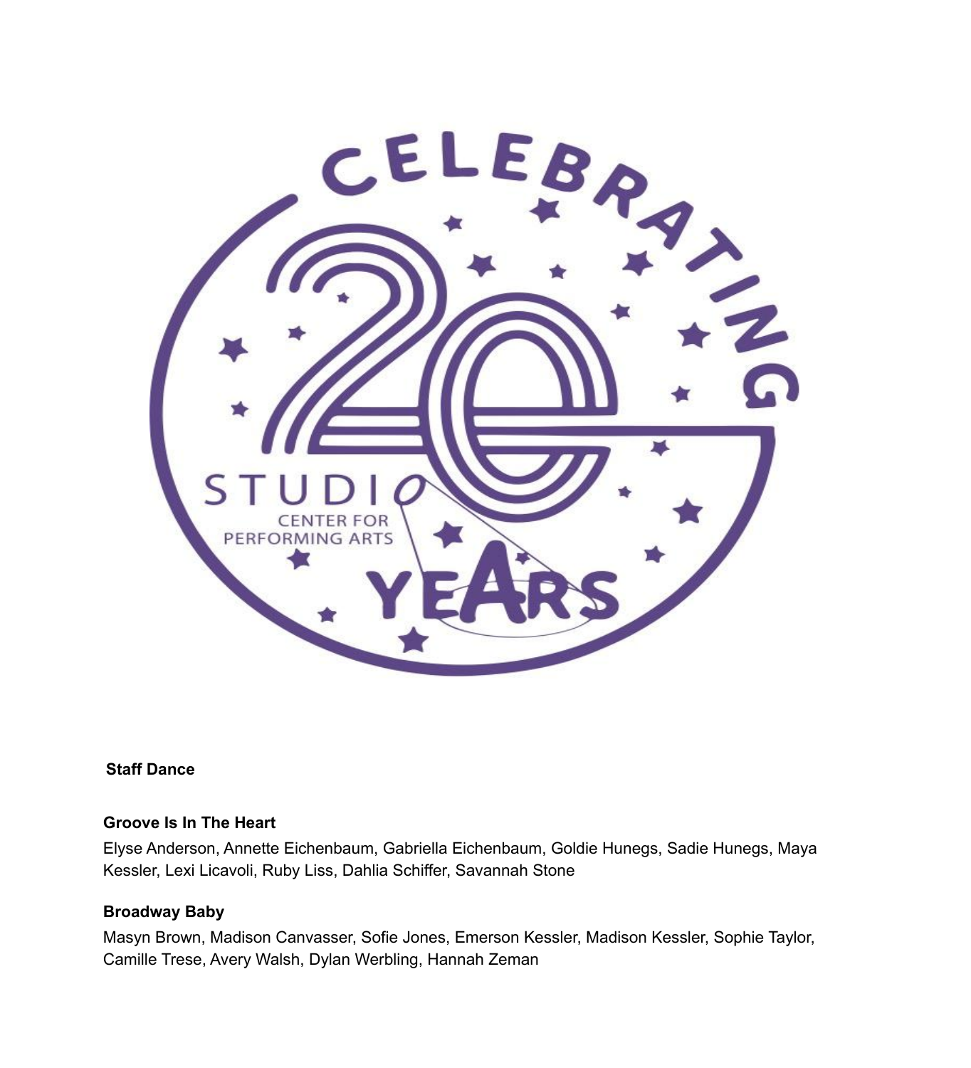**Staff Dance**

**Groove Is In The Heart**

Elyse Anderson, Annette Eichenbaum, Gabriella Eichenbaum, Goldie Hunegs, Sadie Hunegs, Maya Kessler, Lexi Licavoli, Ruby Liss, Dahlia Schiffer, Savannah Stone

**Broadway Baby**

Masyn Brown, Madison Canvasser, Sofie Jones, Emerson Kessler, Madison Kessler, Sophie Taylor, Camille Trese, Avery Walsh, Dylan Werbling, Hannah Zeman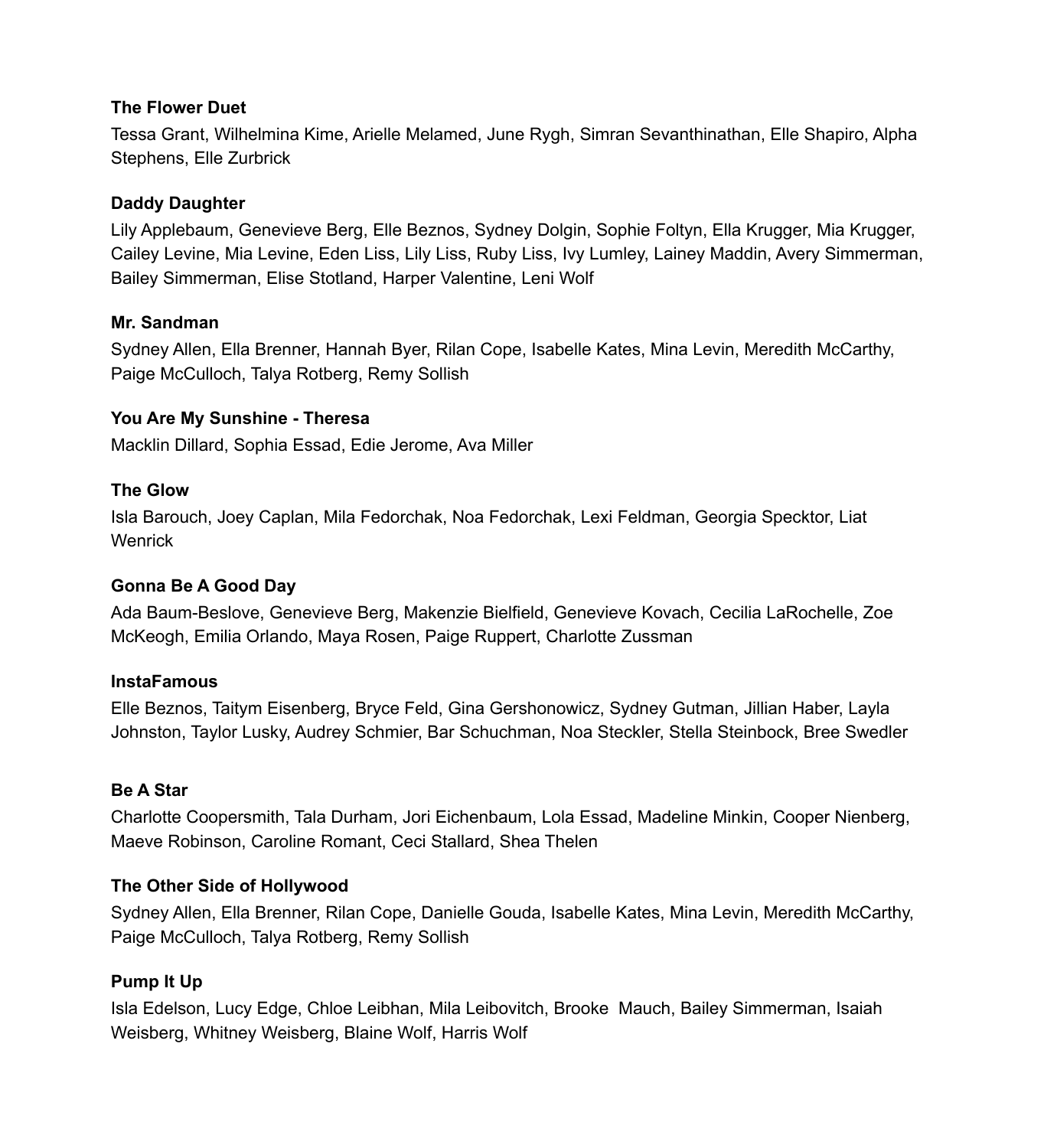**The Flower Duet**

Tessa Grant, Wilhelmina Kime, Arielle Melamed, June Rygh, Simran Sevanthinathan, Elle Shapiro, Alpha Stephens, Elle Zurbrick

**Daddy Daughter**

Lily Applebaum, Genevieve Berg, Elle Beznos, Sydney Dolgin, Sophie Foltyn, Ella Krugger, Mia Krugger, Cailey Levine, Mia Levine, Eden Liss, Lily Liss, Ruby Liss, Ivy Lumley, Lainey Maddin, Avery Simmerman, Bailey Simmerman, Elise Stotland, Harper Valentine, Leni Wolf

**Mr. Sandman**

Sydney Allen, Ella Brenner, Hannah Byer, Rilan Cope, Isabelle Kates, Mina Levin, Meredith McCarthy, Paige McCulloch, Talya Rotberg, Remy Sollish

**You Are My Sunshine - Theresa**

Macklin Dillard, Sophia Essad, Edie Jerome, Ava Miller

**The Glow**

Isla Barouch, Joey Caplan, Mila Fedorchak, Noa Fedorchak, Lexi Feldman, Georgia Specktor, Liat Wenrick

**Gonna Be A Good Day**

Ada Baum-Beslove, Genevieve Berg, Makenzie Bielfield, Genevieve Kovach, Cecilia LaRochelle, Zoe McKeogh, Emilia Orlando, Maya Rosen, Paige Ruppert, Charlotte Zussman

**InstaFamous**

Elle Beznos, Taitym Eisenberg, Bryce Feld, Gina Gershonowicz, Sydney Gutman, Jillian Haber, Layla Johnston, Taylor Lusky, Audrey Schmier, Bar Schuchman, Noa Steckler, Stella Steinbock, Bree Swedler

**Be A Star**

Charlotte Coopersmith, Tala Durham, Jori Eichenbaum, Lola Essad, Madeline Minkin, Cooper Nienberg, Maeve Robinson, Caroline Romant, Ceci Stallard, Shea Thelen

**The Other Side of Hollywood**

Sydney Allen, Ella Brenner, Rilan Cope, Danielle Gouda, Isabelle Kates, Mina Levin, Meredith McCarthy, Paige McCulloch, Talya Rotberg, Remy Sollish

**Pump It Up**

Isla Edelson, Lucy Edge, Chloe Leibhan, Mila Leibovitch, Brooke Mauch, Bailey Simmerman, Isaiah Weisberg, Whitney Weisberg, Blaine Wolf, Harris Wolf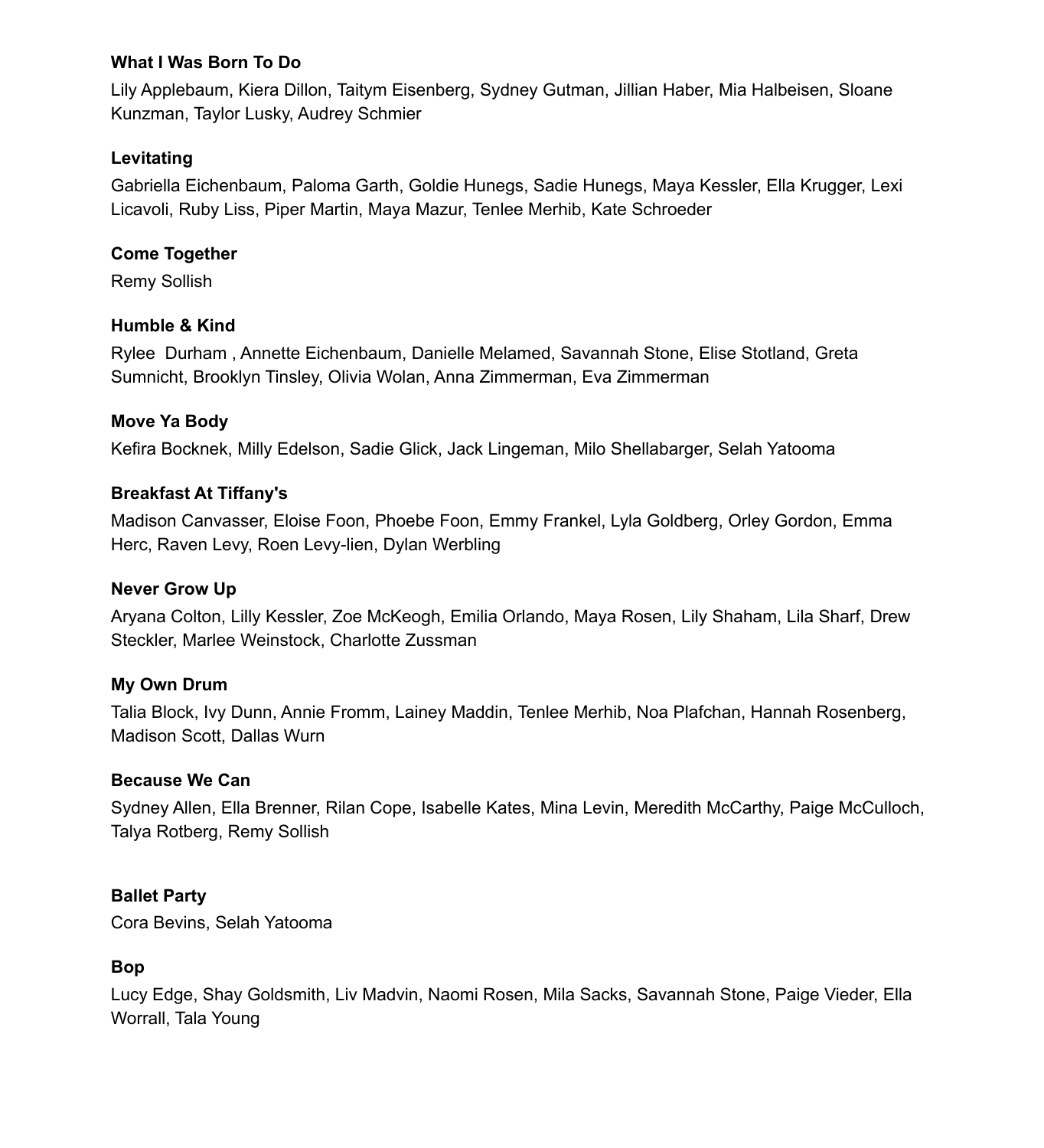**What I Was Born To Do**

Lily Applebaum, Kiera Dillon, Taitym Eisenberg, Sydney Gutman, Jillian Haber, Mia Halbeisen, Sloane Kunzman, Taylor Lusky, Audrey Schmier

**Levitating**

Gabriella Eichenbaum, Paloma Garth, Goldie Hunegs, Sadie Hunegs, Maya Kessler, Ella Krugger, Lexi Licavoli, Ruby Liss, Piper Martin, Maya Mazur, Tenlee Merhib, Kate Schroeder

**Come Together**

Remy Sollish

**Humble & Kind**

Rylee Durham , Annette Eichenbaum, Danielle Melamed, Savannah Stone, Elise Stotland, Greta Sumnicht, Brooklyn Tinsley, Olivia Wolan, Anna Zimmerman, Eva Zimmerman

**Move Ya Body**

Kefira Bocknek, Milly Edelson, Sadie Glick, Jack Lingeman, Milo Shellabarger, Selah Yatooma

**Breakfast At Tiffany's**

Madison Canvasser, Eloise Foon, Phoebe Foon, Emmy Frankel, Lyla Goldberg, Orley Gordon, Emma Herc, Raven Levy, Roen Levy-lien, Dylan Werbling

**Never Grow Up**

Aryana Colton, Lilly Kessler, Zoe McKeogh, Emilia Orlando, Maya Rosen, Lily Shaham, Lila Sharf, Drew Steckler, Marlee Weinstock, Charlotte Zussman

**My Own Drum**

Talia Block, Ivy Dunn, Annie Fromm, Lainey Maddin, Tenlee Merhib, Noa Plafchan, Hannah Rosenberg, Madison Scott, Dallas Wurn

**Because We Can**

Sydney Allen, Ella Brenner, Rilan Cope, Isabelle Kates, Mina Levin, Meredith McCarthy, Paige McCulloch, Talya Rotberg, Remy Sollish

**Ballet Party**

Cora Bevins, Selah Yatooma

**Bop**

Lucy Edge, Shay Goldsmith, Liv Madvin, Naomi Rosen, Mila Sacks, Savannah Stone, Paige Vieder, Ella Worrall, Tala Young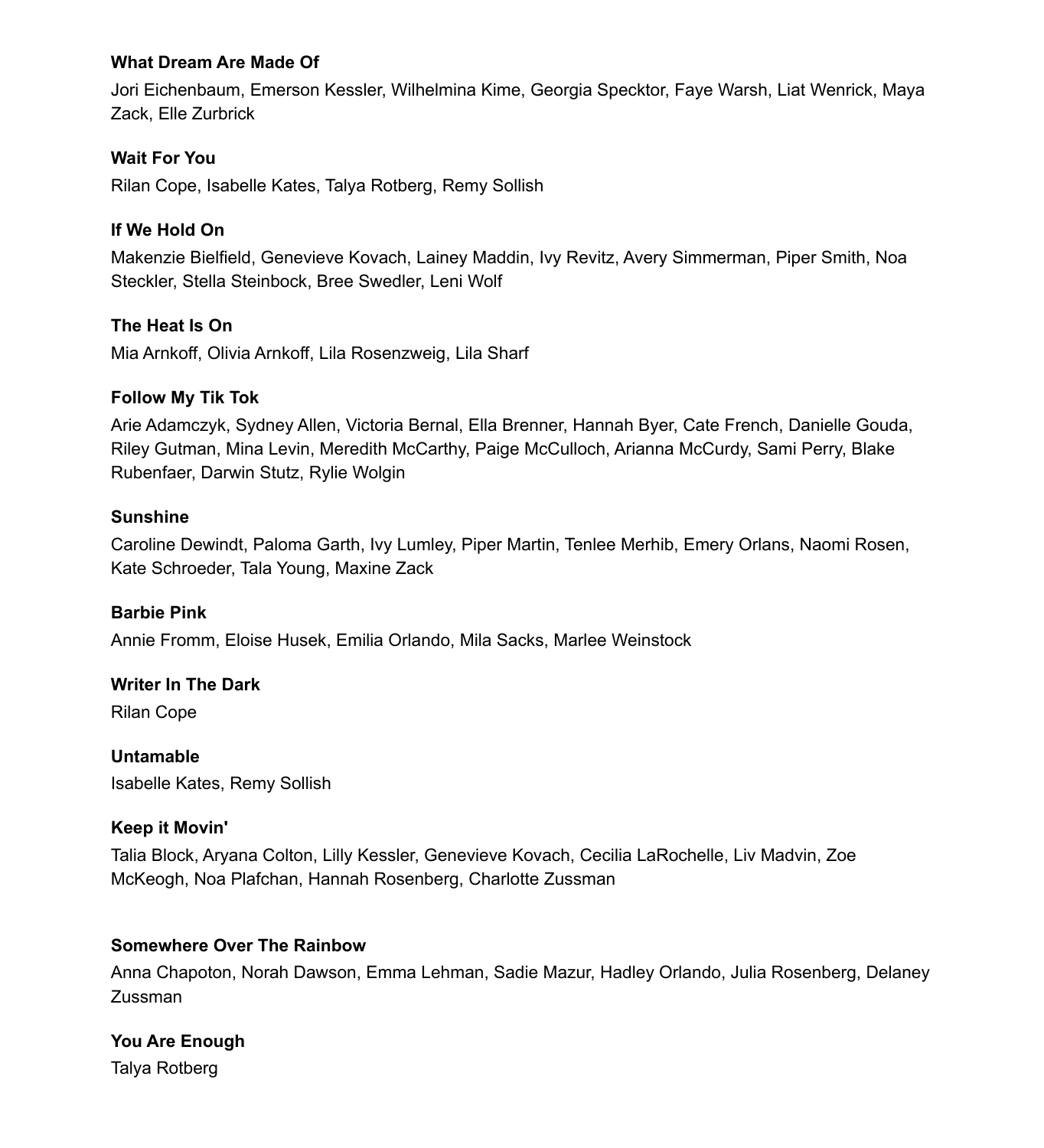**What Dream Are Made Of**

Jori Eichenbaum, Emerson Kessler, Wilhelmina Kime, Georgia Specktor, Faye Warsh, Liat Wenrick, Maya Zack, Elle Zurbrick

**Wait For You**

Rilan Cope, Isabelle Kates, Talya Rotberg, Remy Sollish

**If We Hold On**

Makenzie Bielfield, Genevieve Kovach, Lainey Maddin, Ivy Revitz, Avery Simmerman, Piper Smith, Noa Steckler, Stella Steinbock, Bree Swedler, Leni Wolf

**The Heat Is On**

Mia Arnkoff, Olivia Arnkoff, Lila Rosenzweig, Lila Sharf

**Follow My Tik Tok**

Arie Adamczyk, Sydney Allen, Victoria Bernal, Ella Brenner, Hannah Byer, Cate French, Danielle Gouda, Riley Gutman, Mina Levin, Meredith McCarthy, Paige McCulloch, Arianna McCurdy, Sami Perry, Blake Rubenfaer, Darwin Stutz, Rylie Wolgin

**Sunshine**

Caroline Dewindt, Paloma Garth, Ivy Lumley, Piper Martin, Tenlee Merhib, Emery Orlans, Naomi Rosen, Kate Schroeder, Tala Young, Maxine Zack

**Barbie Pink**

Annie Fromm, Eloise Husek, Emilia Orlando, Mila Sacks, Marlee Weinstock

**Writer In The Dark**

Rilan Cope

**Untamable**

Isabelle Kates, Remy Sollish

**Keep it Movin'**

Talia Block, Aryana Colton, Lilly Kessler, Genevieve Kovach, Cecilia LaRochelle, Liv Madvin, Zoe McKeogh, Noa Plafchan, Hannah Rosenberg, Charlotte Zussman

**Somewhere Over The Rainbow**

Anna Chapoton, Norah Dawson, Emma Lehman, Sadie Mazur, Hadley Orlando, Julia Rosenberg, Delaney Zussman

**You Are Enough**

Talya Rotberg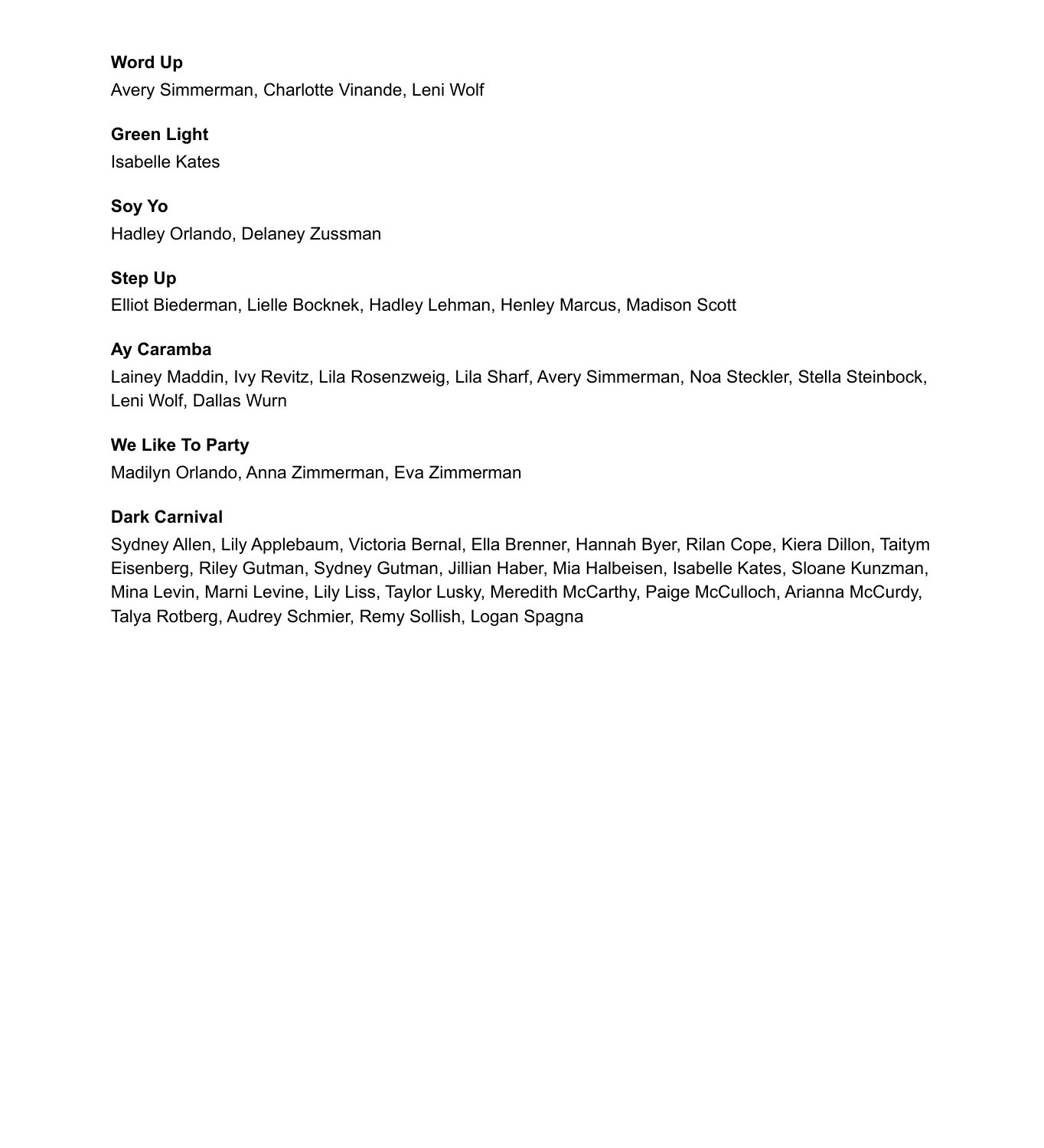**Word Up**

Avery Simmerman, Charlotte Vinande, Leni Wolf

**Green Light**

Isabelle Kates

**Soy Yo**

Hadley Orlando, Delaney Zussman

**Step Up**

Elliot Biederman, Lielle Bocknek, Hadley Lehman, Henley Marcus, Madison Scott

**Ay Caramba**

Lainey Maddin, Ivy Revitz, Lila Rosenzweig, Lila Sharf, Avery Simmerman, Noa Steckler, Stella Steinbock, Leni Wolf, Dallas Wurn

**We Like To Party**

Madilyn Orlando, Anna Zimmerman, Eva Zimmerman

**Dark Carnival**

Sydney Allen, Lily Applebaum, Victoria Bernal, Ella Brenner, Hannah Byer, Rilan Cope, Kiera Dillon, Taitym Eisenberg, Riley Gutman, Sydney Gutman, Jillian Haber, Mia Halbeisen, Isabelle Kates, Sloane Kunzman, Mina Levin, Marni Levine, Lily Liss, Taylor Lusky, Meredith McCarthy, Paige McCulloch, Arianna McCurdy, Talya Rotberg, Audrey Schmier, Remy Sollish, Logan Spagna